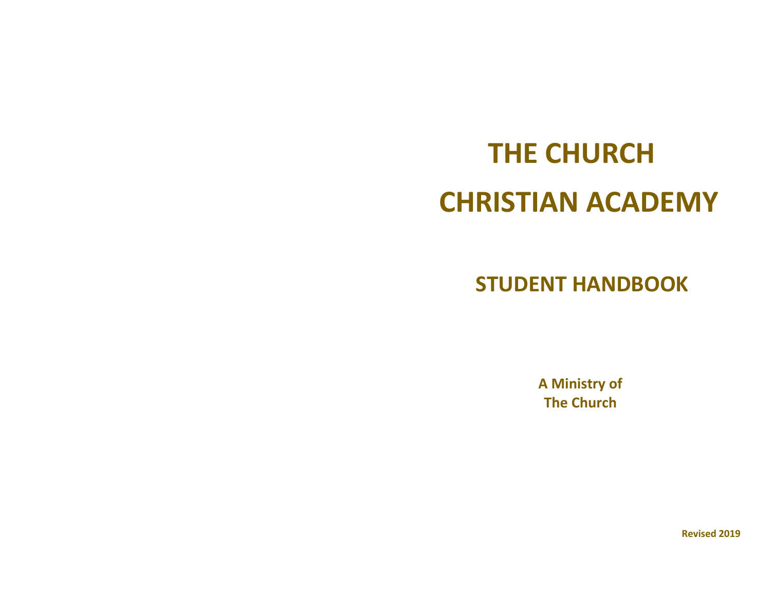# THE CHURCH CHRISTIAN ACADEMY

## STUDENT HANDBOOK

**A Ministry of**
**The Church**

**Revised 2019**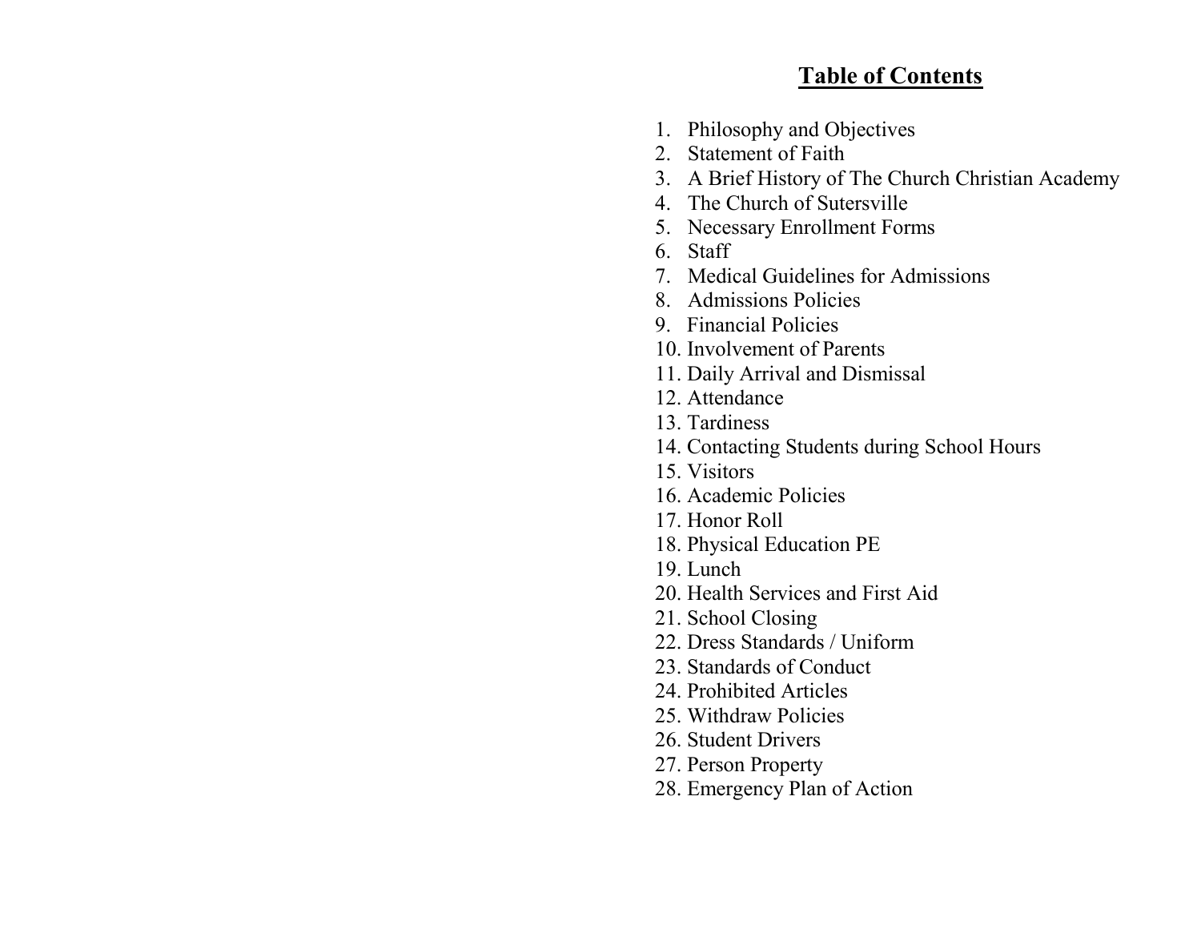## Table of Contents

1. Philosophy and Objectives
2. Statement of Faith
3. A Brief History of The Church Christian Academy
4. The Church of Sutersville
5. Necessary Enrollment Forms
6. Staff
7. Medical Guidelines for Admissions
8. Admissions Policies
9. Financial Policies
10. Involvement of Parents
11. Daily Arrival and Dismissal
12. Attendance
13. Tardiness
14. Contacting Students during School Hours
15. Visitors
16. Academic Policies
17. Honor Roll
18. Physical Education PE
19. Lunch
20. Health Services and First Aid
21. School Closing
22. Dress Standards / Uniform
23. Standards of Conduct
24. Prohibited Articles
25. Withdraw Policies
26. Student Drivers
27. Person Property
28. Emergency Plan of Action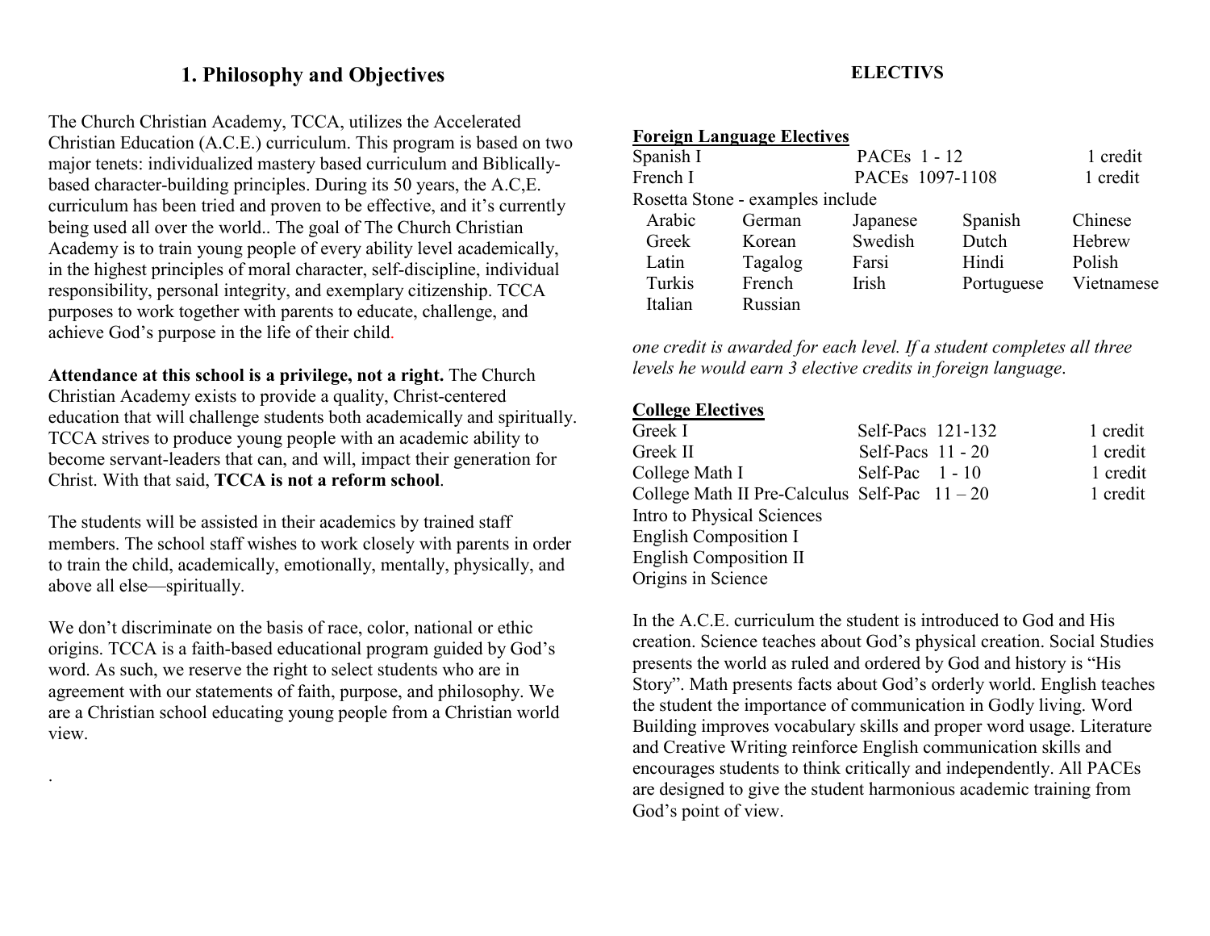# 1. Philosophy and Objectives

The Church Christian Academy, TCCA, utilizes the Accelerated Christian Education (A.C.E.) curriculum. This program is based on two major tenets: individualized mastery based curriculum and Biblically-based character-building principles. During its 50 years, the A.C,E. curriculum has been tried and proven to be effective, and it's currently being used all over the world.. The goal of The Church Christian Academy is to train young people of every ability level academically, in the highest principles of moral character, self-discipline, individual responsibility, personal integrity, and exemplary citizenship. TCCA purposes to work together with parents to educate, challenge, and achieve God's purpose in the life of their child.

**Attendance at this school is a privilege, not a right.** The Church Christian Academy exists to provide a quality, Christ-centered education that will challenge students both academically and spiritually. TCCA strives to produce young people with an academic ability to become servant-leaders that can, and will, impact their generation for Christ. With that said, **TCCA is not a reform school**.

The students will be assisted in their academics by trained staff members. The school staff wishes to work closely with parents in order to train the child, academically, emotionally, mentally, physically, and above all else—spiritually.

We don't discriminate on the basis of race, color, national or ethic origins. TCCA is a faith-based educational program guided by God's word. As such, we reserve the right to select students who are in agreement with our statements of faith, purpose, and philosophy. We are a Christian school educating young people from a Christian world view.

.

## ELECTIVS

**Foreign Language Electives**

| | | |
|---|---|---|
| Spanish I | PACEs 1 - 12 | 1 credit |
| French I | PACEs 1097-1108 | 1 credit |

Rosetta Stone - examples include

| | | | | |
|---|---|---|---|---|
| Arabic | German | Japanese | Spanish | Chinese |
| Greek | Korean | Swedish | Dutch | Hebrew |
| Latin | Tagalog | Farsi | Hindi | Polish |
| Turkis | French | Irish | Portuguese | Vietnamese |
| Italian | Russian | | | |

*one credit is awarded for each level. If a student completes all three levels he would earn 3 elective credits in foreign language.*

**College Electives**

| | | |
|---|---|---|
| Greek I | Self-Pacs 121-132 | 1 credit |
| Greek II | Self-Pacs 11 - 20 | 1 credit |
| College Math I | Self-Pac 1 - 10 | 1 credit |
| College Math II Pre-Calculus | Self-Pac 11 – 20 | 1 credit |
| Intro to Physical Sciences | | |
| English Composition I | | |
| English Composition II | | |
| Origins in Science | | |

In the A.C.E. curriculum the student is introduced to God and His creation. Science teaches about God's physical creation. Social Studies presents the world as ruled and ordered by God and history is "His Story". Math presents facts about God's orderly world. English teaches the student the importance of communication in Godly living. Word Building improves vocabulary skills and proper word usage. Literature and Creative Writing reinforce English communication skills and encourages students to think critically and independently. All PACEs are designed to give the student harmonious academic training from God's point of view.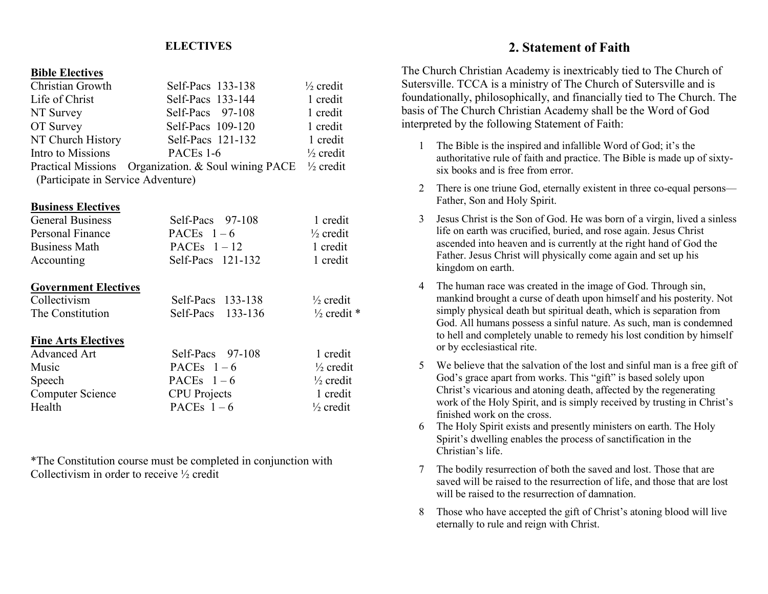## ELECTIVES

**Bible Electives**

| Course | Materials | Credit |
|---|---|---|
| Christian Growth | Self-Pacs 133-138 | ½ credit |
| Life of Christ | Self-Pacs 133-144 | 1 credit |
| NT Survey | Self-Pacs 97-108 | 1 credit |
| OT Survey | Self-Pacs 109-120 | 1 credit |
| NT Church History | Self-Pacs 121-132 | 1 credit |
| Intro to Missions | PACEs 1-6 | ½ credit |
| Practical Missions (Participate in Service Adventure) | Organization. & Soul wining PACE | ½ credit |

**Business Electives**

| Course | Materials | Credit |
|---|---|---|
| General Business | Self-Pacs 97-108 | 1 credit |
| Personal Finance | PACEs 1 – 6 | ½ credit |
| Business Math | PACEs 1 – 12 | 1 credit |
| Accounting | Self-Pacs 121-132 | 1 credit |

**Government Electives**

| Course | Materials | Credit |
|---|---|---|
| Collectivism | Self-Pacs 133-138 | ½ credit |
| The Constitution | Self-Pacs 133-136 | ½ credit * |

**Fine Arts Electives**

| Course | Materials | Credit |
|---|---|---|
| Advanced Art | Self-Pacs 97-108 | 1 credit |
| Music | PACEs 1 – 6 | ½ credit |
| Speech | PACEs 1 – 6 | ½ credit |
| Computer Science | CPU Projects | 1 credit |
| Health | PACEs 1 – 6 | ½ credit |

*The Constitution course must be completed in conjunction with Collectivism in order to receive ½ credit

## 2. Statement of Faith

The Church Christian Academy is inextricably tied to The Church of Sutersville. TCCA is a ministry of The Church of Sutersville and is foundationally, philosophically, and financially tied to The Church. The basis of The Church Christian Academy shall be the Word of God interpreted by the following Statement of Faith:

1. The Bible is the inspired and infallible Word of God; it's the authoritative rule of faith and practice. The Bible is made up of sixty-six books and is free from error.
2. There is one triune God, eternally existent in three co-equal persons—Father, Son and Holy Spirit.
3. Jesus Christ is the Son of God. He was born of a virgin, lived a sinless life on earth was crucified, buried, and rose again. Jesus Christ ascended into heaven and is currently at the right hand of God the Father. Jesus Christ will physically come again and set up his kingdom on earth.
4. The human race was created in the image of God. Through sin, mankind brought a curse of death upon himself and his posterity. Not simply physical death but spiritual death, which is separation from God. All humans possess a sinful nature. As such, man is condemned to hell and completely unable to remedy his lost condition by himself or by ecclesiastical rite.
5. We believe that the salvation of the lost and sinful man is a free gift of God's grace apart from works. This "gift" is based solely upon Christ's vicarious and atoning death, affected by the regenerating work of the Holy Spirit, and is simply received by trusting in Christ's finished work on the cross.
6. The Holy Spirit exists and presently ministers on earth. The Holy Spirit's dwelling enables the process of sanctification in the Christian's life.
7. The bodily resurrection of both the saved and lost. Those that are saved will be raised to the resurrection of life, and those that are lost will be raised to the resurrection of damnation.
8. Those who have accepted the gift of Christ's atoning blood will live eternally to rule and reign with Christ.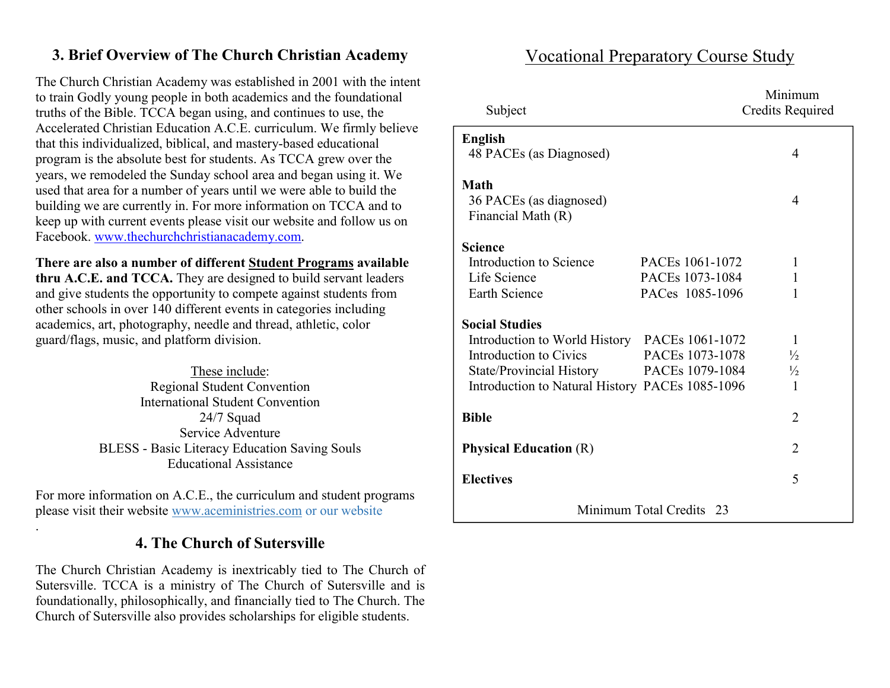## 3. Brief Overview of The Church Christian Academy

The Church Christian Academy was established in 2001 with the intent to train Godly young people in both academics and the foundational truths of the Bible. TCCA began using, and continues to use, the Accelerated Christian Education A.C.E. curriculum. We firmly believe that this individualized, biblical, and mastery-based educational program is the absolute best for students. As TCCA grew over the years, we remodeled the Sunday school area and began using it. We used that area for a number of years until we were able to build the building we are currently in. For more information on TCCA and to keep up with current events please visit our website and follow us on Facebook. www.thechurchchristianacademy.com.

**There are also a number of different Student Programs available thru A.C.E. and TCCA.** They are designed to build servant leaders and give students the opportunity to compete against students from other schools in over 140 different events in categories including academics, art, photography, needle and thread, athletic, color guard/flags, music, and platform division.

These include:

Regional Student Convention
International Student Convention
24/7 Squad
Service Adventure
BLESS - Basic Literacy Education Saving Souls
Educational Assistance

For more information on A.C.E., the curriculum and student programs please visit their website www.aceministries.com or our website

## 4. The Church of Sutersville

The Church Christian Academy is inextricably tied to The Church of Sutersville. TCCA is a ministry of The Church of Sutersville and is foundationally, philosophically, and financially tied to The Church. The Church of Sutersville also provides scholarships for eligible students.

## Vocational Preparatory Course Study

| Subject | | Minimum Credits Required |
|---|---|---|
| **English** | | |
| 48 PACEs (as Diagnosed) | | 4 |
| **Math** | | |
| 36 PACEs (as diagnosed) | | 4 |
| Financial Math (R) | | |
| **Science** | | |
| Introduction to Science | PACEs 1061-1072 | 1 |
| Life Science | PACEs 1073-1084 | 1 |
| Earth Science | PACes 1085-1096 | 1 |
| **Social Studies** | | |
| Introduction to World History | PACEs 1061-1072 | 1 |
| Introduction to Civics | PACEs 1073-1078 | ½ |
| State/Provincial History | PACEs 1079-1084 | ½ |
| Introduction to Natural History | PACEs 1085-1096 | 1 |
| **Bible** | | 2 |
| **Physical Education** (R) | | 2 |
| **Electives** | | 5 |
| Minimum Total Credits | | 23 |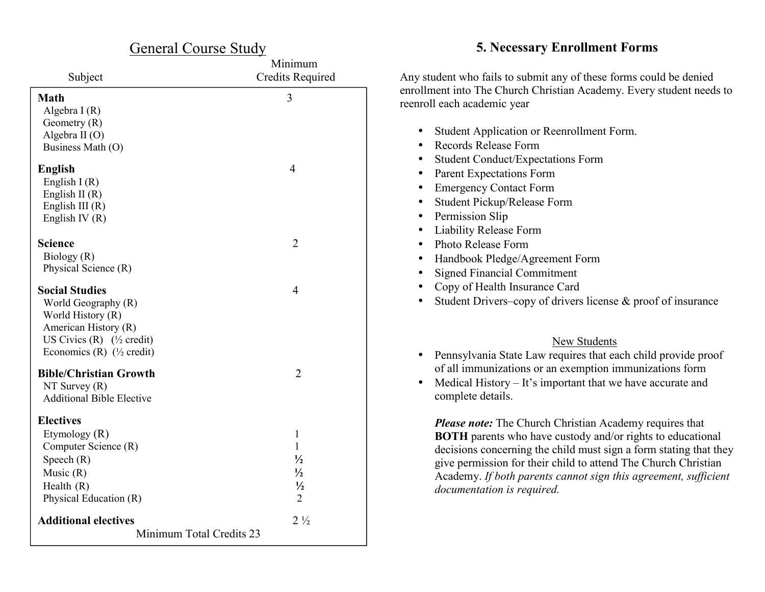## General Course Study

| Subject | Minimum Credits Required |
|---|---|
| **Math** | 3 |
| Algebra I (R) | |
| Geometry (R) | |
| Algebra II (O) | |
| Business Math (O) | |
| **English** | 4 |
| English I (R) | |
| English II (R) | |
| English III (R) | |
| English IV (R) | |
| **Science** | 2 |
| Biology (R) | |
| Physical Science (R) | |
| **Social Studies** | 4 |
| World Geography (R) | |
| World History (R) | |
| American History (R) | |
| US Civics (R) (½ credit) | |
| Economics (R) (½ credit) | |
| **Bible/Christian Growth** | 2 |
| NT Survey (R) | |
| Additional Bible Elective | |
| **Electives** | |
| Etymology (R) | 1 |
| Computer Science (R) | 1 |
| Speech (R) | ½ |
| Music (R) | ½ |
| Health (R) | ½ |
| Physical Education (R) | 2 |
| **Additional electives** | 2 ½ |
| Minimum Total Credits 23 | |

## 5. Necessary Enrollment Forms

Any student who fails to submit any of these forms could be denied enrollment into The Church Christian Academy. Every student needs to reenroll each academic year

- Student Application or Reenrollment Form.
- Records Release Form
- Student Conduct/Expectations Form
- Parent Expectations Form
- Emergency Contact Form
- Student Pickup/Release Form
- Permission Slip
- Liability Release Form
- Photo Release Form
- Handbook Pledge/Agreement Form
- Signed Financial Commitment
- Copy of Health Insurance Card
- Student Drivers–copy of drivers license & proof of insurance

### New Students

- Pennsylvania State Law requires that each child provide proof of all immunizations or an exemption immunizations form
- Medical History – It's important that we have accurate and complete details.

***Please note:*** The Church Christian Academy requires that **BOTH** parents who have custody and/or rights to educational decisions concerning the child must sign a form stating that they give permission for their child to attend The Church Christian Academy. *If both parents cannot sign this agreement, sufficient documentation is required.*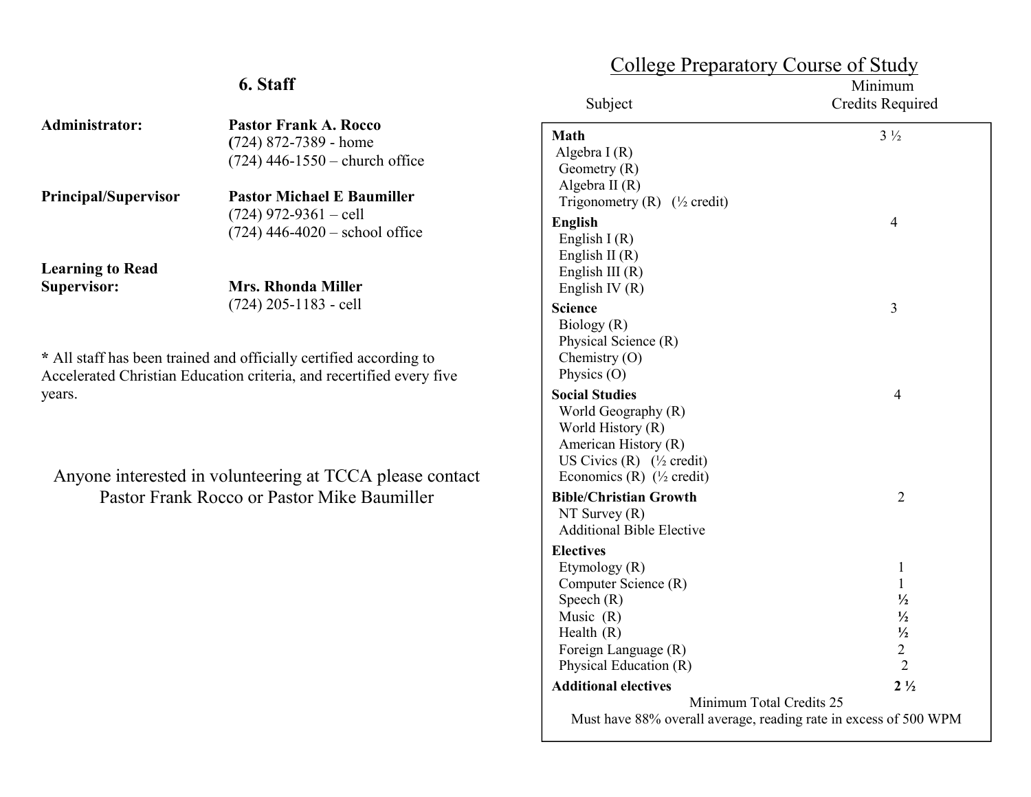## 6. Staff

**Administrator:** **Pastor Frank A. Rocco**
(724) 872-7389 - home
(724) 446-1550 – church office

**Principal/Supervisor** **Pastor Michael E Baumiller**
(724) 972-9361 – cell
(724) 446-4020 – school office

**Learning to Read Supervisor:** **Mrs. Rhonda Miller**
(724) 205-1183 - cell

**\*** All staff has been trained and officially certified according to Accelerated Christian Education criteria, and recertified every five years.

Anyone interested in volunteering at TCCA please contact Pastor Frank Rocco or Pastor Mike Baumiller

## College Preparatory Course of Study

| Subject | Minimum Credits Required |
|---|---|
| **Math** | 3 ½ |
| Algebra I (R) | |
| Geometry (R) | |
| Algebra II (R) | |
| Trigonometry (R) (½ credit) | |
| **English** | 4 |
| English I (R) | |
| English II (R) | |
| English III (R) | |
| English IV (R) | |
| **Science** | 3 |
| Biology (R) | |
| Physical Science (R) | |
| Chemistry (O) | |
| Physics (O) | |
| **Social Studies** | 4 |
| World Geography (R) | |
| World History (R) | |
| American History (R) | |
| US Civics (R) (½ credit) | |
| Economics (R) (½ credit) | |
| **Bible/Christian Growth** | 2 |
| NT Survey (R) | |
| Additional Bible Elective | |
| **Electives** | |
| Etymology (R) | 1 |
| Computer Science (R) | 1 |
| Speech (R) | **½** |
| Music (R) | **½** |
| Health (R) | **½** |
| Foreign Language (R) | 2 |
| Physical Education (R) | 2 |
| **Additional electives** | **2 ½** |

Minimum Total Credits 25

Must have 88% overall average, reading rate in excess of 500 WPM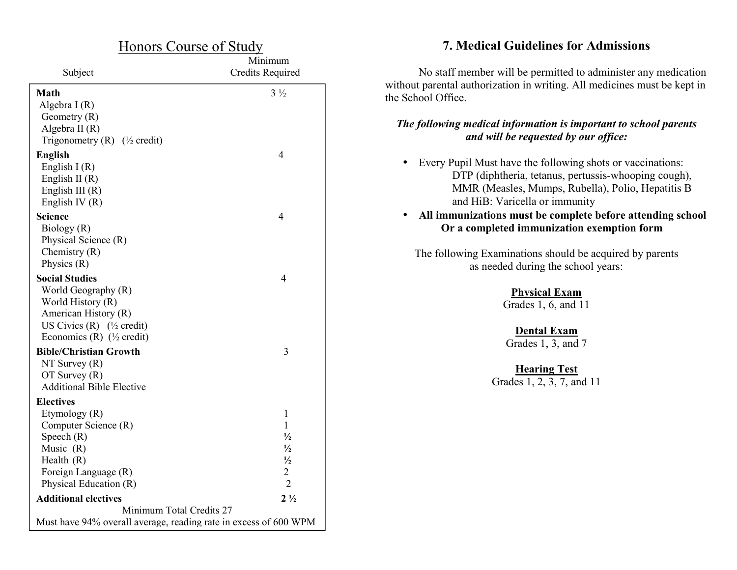## Honors Course of Study

| Subject | Minimum Credits Required |
|---|---|
| **Math** | 3 ½ |
| Algebra I (R) | |
| Geometry (R) | |
| Algebra II (R) | |
| Trigonometry (R) (½ credit) | |
| **English** | 4 |
| English I (R) | |
| English II (R) | |
| English III (R) | |
| English IV (R) | |
| **Science** | 4 |
| Biology (R) | |
| Physical Science (R) | |
| Chemistry (R) | |
| Physics (R) | |
| **Social Studies** | 4 |
| World Geography (R) | |
| World History (R) | |
| American History (R) | |
| US Civics (R) (½ credit) | |
| Economics (R) (½ credit) | |
| **Bible/Christian Growth** | 3 |
| NT Survey (R) | |
| OT Survey (R) | |
| Additional Bible Elective | |
| **Electives** | |
| Etymology (R) | 1 |
| Computer Science (R) | 1 |
| Speech (R) | **½** |
| Music (R) | **½** |
| Health (R) | **½** |
| Foreign Language (R) | 2 |
| Physical Education (R) | 2 |
| **Additional electives** | **2 ½** |
| Minimum Total Credits 27 | |
| Must have 94% overall average, reading rate in excess of 600 WPM | |

## 7. Medical Guidelines for Admissions

No staff member will be permitted to administer any medication without parental authorization in writing. All medicines must be kept in the School Office.

***The following medical information is important to school parents and will be requested by our office:***

- Every Pupil Must have the following shots or vaccinations:
  DTP (diphtheria, tetanus, pertussis-whooping cough), MMR (Measles, Mumps, Rubella), Polio, Hepatitis B and HiB: Varicella or immunity
- **All immunizations must be complete before attending school Or a completed immunization exemption form**

The following Examinations should be acquired by parents as needed during the school years:

**Physical Exam**
Grades 1, 6, and 11

**Dental Exam**
Grades 1, 3, and 7

**Hearing Test**
Grades 1, 2, 3, 7, and 11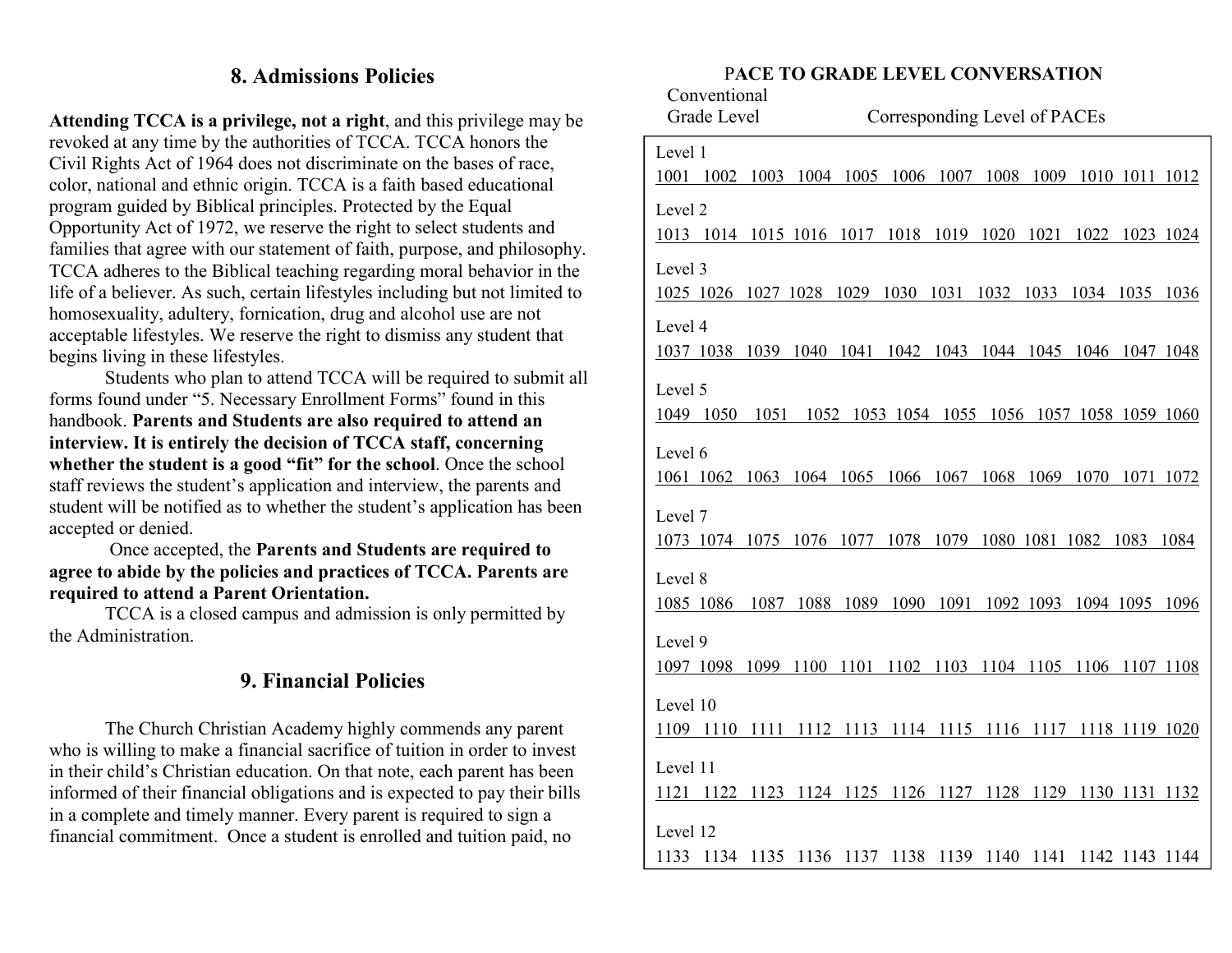## 8. Admissions Policies

**Attending TCCA is a privilege, not a right**, and this privilege may be revoked at any time by the authorities of TCCA. TCCA honors the Civil Rights Act of 1964 does not discriminate on the bases of race, color, national and ethnic origin. TCCA is a faith based educational program guided by Biblical principles. Protected by the Equal Opportunity Act of 1972, we reserve the right to select students and families that agree with our statement of faith, purpose, and philosophy. TCCA adheres to the Biblical teaching regarding moral behavior in the life of a believer. As such, certain lifestyles including but not limited to homosexuality, adultery, fornication, drug and alcohol use are not acceptable lifestyles. We reserve the right to dismiss any student that begins living in these lifestyles.

Students who plan to attend TCCA will be required to submit all forms found under "5. Necessary Enrollment Forms" found in this handbook. **Parents and Students are also required to attend an interview. It is entirely the decision of TCCA staff, concerning whether the student is a good "fit" for the school**. Once the school staff reviews the student's application and interview, the parents and student will be notified as to whether the student's application has been accepted or denied.

Once accepted, the **Parents and Students are required to agree to abide by the policies and practices of TCCA. Parents are required to attend a Parent Orientation.**

TCCA is a closed campus and admission is only permitted by the Administration.

## 9. Financial Policies

The Church Christian Academy highly commends any parent who is willing to make a financial sacrifice of tuition in order to invest in their child's Christian education. On that note, each parent has been informed of their financial obligations and is expected to pay their bills in a complete and timely manner. Every parent is required to sign a financial commitment. Once a student is enrolled and tuition paid, no

**PACE TO GRADE LEVEL CONVERSATION**

| Conventional Grade Level | Corresponding Level of PACEs |
|---|---|
| Level 1 | 1001 1002 1003 1004 1005 1006 1007 1008 1009 1010 1011 1012 |
| Level 2 | 1013 1014 1015 1016 1017 1018 1019 1020 1021 1022 1023 1024 |
| Level 3 | 1025 1026 1027 1028 1029 1030 1031 1032 1033 1034 1035 1036 |
| Level 4 | 1037 1038 1039 1040 1041 1042 1043 1044 1045 1046 1047 1048 |
| Level 5 | 1049 1050 1051 1052 1053 1054 1055 1056 1057 1058 1059 1060 |
| Level 6 | 1061 1062 1063 1064 1065 1066 1067 1068 1069 1070 1071 1072 |
| Level 7 | 1073 1074 1075 1076 1077 1078 1079 1080 1081 1082 1083 1084 |
| Level 8 | 1085 1086 1087 1088 1089 1090 1091 1092 1093 1094 1095 1096 |
| Level 9 | 1097 1098 1099 1100 1101 1102 1103 1104 1105 1106 1107 1108 |
| Level 10 | 1109 1110 1111 1112 1113 1114 1115 1116 1117 1118 1119 1020 |
| Level 11 | 1121 1122 1123 1124 1125 1126 1127 1128 1129 1130 1131 1132 |
| Level 12 | 1133 1134 1135 1136 1137 1138 1139 1140 1141 1142 1143 1144 |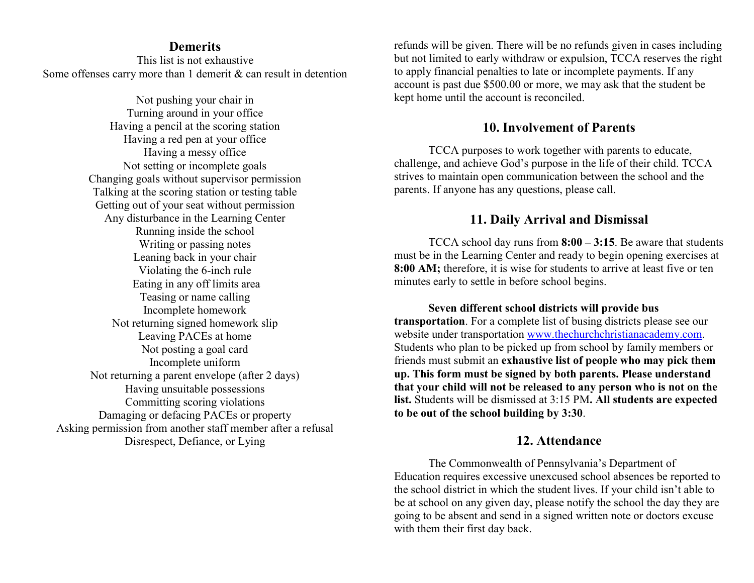## Demerits

This list is not exhaustive
Some offenses carry more than 1 demerit & can result in detention

Not pushing your chair in
Turning around in your office
Having a pencil at the scoring station
Having a red pen at your office
Having a messy office
Not setting or incomplete goals
Changing goals without supervisor permission
Talking at the scoring station or testing table
Getting out of your seat without permission
Any disturbance in the Learning Center
Running inside the school
Writing or passing notes
Leaning back in your chair
Violating the 6-inch rule
Eating in any off limits area
Teasing or name calling
Incomplete homework
Not returning signed homework slip
Leaving PACEs at home
Not posting a goal card
Incomplete uniform
Not returning a parent envelope (after 2 days)
Having unsuitable possessions
Committing scoring violations
Damaging or defacing PACEs or property
Asking permission from another staff member after a refusal
Disrespect, Defiance, or Lying

refunds will be given. There will be no refunds given in cases including but not limited to early withdraw or expulsion, TCCA reserves the right to apply financial penalties to late or incomplete payments. If any account is past due $500.00 or more, we may ask that the student be kept home until the account is reconciled.

## 10. Involvement of Parents

TCCA purposes to work together with parents to educate, challenge, and achieve God's purpose in the life of their child. TCCA strives to maintain open communication between the school and the parents. If anyone has any questions, please call.

## 11. Daily Arrival and Dismissal

TCCA school day runs from **8:00 – 3:15**. Be aware that students must be in the Learning Center and ready to begin opening exercises at **8:00 AM;** therefore, it is wise for students to arrive at least five or ten minutes early to settle in before school begins.

**Seven different school districts will provide bus transportation**. For a complete list of busing districts please see our website under transportation www.thechurchchristianacademy.com. Students who plan to be picked up from school by family members or friends must submit an **exhaustive list of people who may pick them up. This form must be signed by both parents. Please understand that your child will not be released to any person who is not on the list.** Students will be dismissed at 3:15 PM**. All students are expected to be out of the school building by 3:30**.

## 12. Attendance

The Commonwealth of Pennsylvania's Department of Education requires excessive unexcused school absences be reported to the school district in which the student lives. If your child isn't able to be at school on any given day, please notify the school the day they are going to be absent and send in a signed written note or doctors excuse with them their first day back.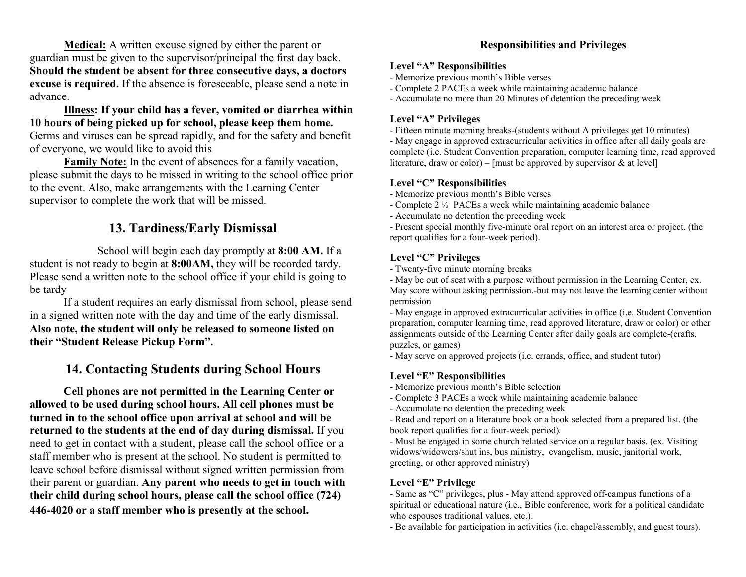**Medical:** A written excuse signed by either the parent or guardian must be given to the supervisor/principal the first day back. **Should the student be absent for three consecutive days, a doctors excuse is required.** If the absence is foreseeable, please send a note in advance.

**Illness: If your child has a fever, vomited or diarrhea within 10 hours of being picked up for school, please keep them home.** Germs and viruses can be spread rapidly, and for the safety and benefit of everyone, we would like to avoid this

**Family Note:** In the event of absences for a family vacation, please submit the days to be missed in writing to the school office prior to the event. Also, make arrangements with the Learning Center supervisor to complete the work that will be missed.

## 13. Tardiness/Early Dismissal

School will begin each day promptly at **8:00 AM.** If a student is not ready to begin at **8:00AM,** they will be recorded tardy. Please send a written note to the school office if your child is going to be tardy

If a student requires an early dismissal from school, please send in a signed written note with the day and time of the early dismissal. **Also note, the student will only be released to someone listed on their "Student Release Pickup Form".**

## 14. Contacting Students during School Hours

**Cell phones are not permitted in the Learning Center or allowed to be used during school hours. All cell phones must be turned in to the school office upon arrival at school and will be returned to the students at the end of day during dismissal.** If you need to get in contact with a student, please call the school office or a staff member who is present at the school. No student is permitted to leave school before dismissal without signed written permission from their parent or guardian. **Any parent who needs to get in touch with their child during school hours, please call the school office (724) 446-4020 or a staff member who is presently at the school.**

## Responsibilities and Privileges

### Level "A" Responsibilities

- Memorize previous month's Bible verses
- Complete 2 PACEs a week while maintaining academic balance
- Accumulate no more than 20 Minutes of detention the preceding week

### Level "A" Privileges

- Fifteen minute morning breaks-(students without A privileges get 10 minutes)
- May engage in approved extracurricular activities in office after all daily goals are complete (i.e. Student Convention preparation, computer learning time, read approved literature, draw or color) – [must be approved by supervisor & at level]

### Level "C" Responsibilities

- Memorize previous month's Bible verses
- Complete 2 ½ PACEs a week while maintaining academic balance
- Accumulate no detention the preceding week
- Present special monthly five-minute oral report on an interest area or project. (the report qualifies for a four-week period).

### Level "C" Privileges

- Twenty-five minute morning breaks
- May be out of seat with a purpose without permission in the Learning Center, ex. May score without asking permission.-but may not leave the learning center without permission
- May engage in approved extracurricular activities in office (i.e. Student Convention preparation, computer learning time, read approved literature, draw or color) or other assignments outside of the Learning Center after daily goals are complete-(crafts, puzzles, or games)
- May serve on approved projects (i.e. errands, office, and student tutor)

### Level "E" Responsibilities

- Memorize previous month's Bible selection
- Complete 3 PACEs a week while maintaining academic balance
- Accumulate no detention the preceding week
- Read and report on a literature book or a book selected from a prepared list. (the book report qualifies for a four-week period).
- Must be engaged in some church related service on a regular basis. (ex. Visiting widows/widowers/shut ins, bus ministry, evangelism, music, janitorial work, greeting, or other approved ministry)

### Level "E" Privilege

- Same as "C" privileges, plus - May attend approved off-campus functions of a spiritual or educational nature (i.e., Bible conference, work for a political candidate who espouses traditional values, etc.).
- Be available for participation in activities (i.e. chapel/assembly, and guest tours).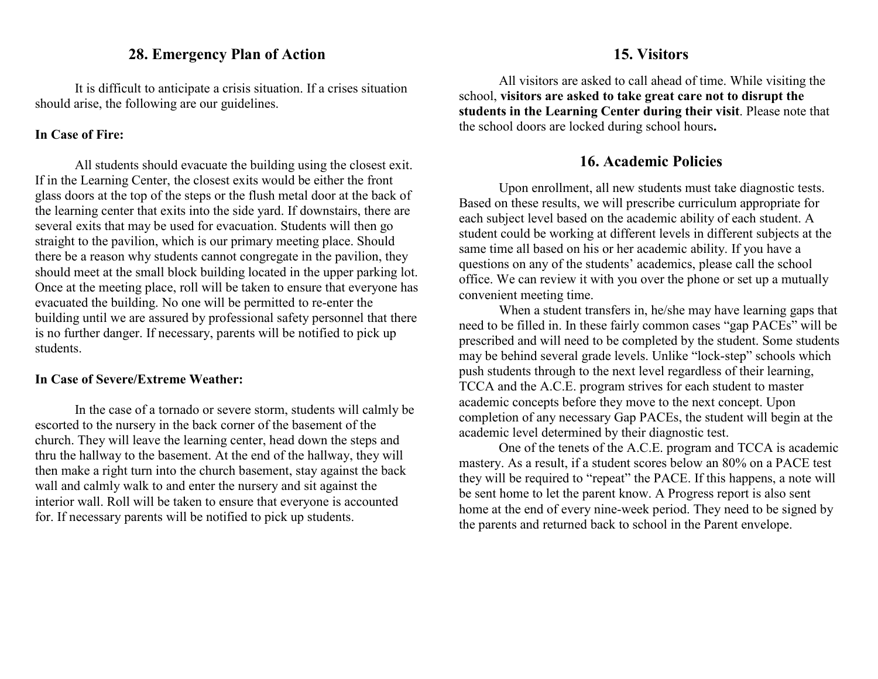## 28. Emergency Plan of Action

It is difficult to anticipate a crisis situation. If a crises situation should arise, the following are our guidelines.

**In Case of Fire:**

All students should evacuate the building using the closest exit. If in the Learning Center, the closest exits would be either the front glass doors at the top of the steps or the flush metal door at the back of the learning center that exits into the side yard. If downstairs, there are several exits that may be used for evacuation. Students will then go straight to the pavilion, which is our primary meeting place. Should there be a reason why students cannot congregate in the pavilion, they should meet at the small block building located in the upper parking lot. Once at the meeting place, roll will be taken to ensure that everyone has evacuated the building. No one will be permitted to re-enter the building until we are assured by professional safety personnel that there is no further danger. If necessary, parents will be notified to pick up students.

**In Case of Severe/Extreme Weather:**

In the case of a tornado or severe storm, students will calmly be escorted to the nursery in the back corner of the basement of the church. They will leave the learning center, head down the steps and thru the hallway to the basement. At the end of the hallway, they will then make a right turn into the church basement, stay against the back wall and calmly walk to and enter the nursery and sit against the interior wall. Roll will be taken to ensure that everyone is accounted for. If necessary parents will be notified to pick up students.

## 15. Visitors

All visitors are asked to call ahead of time. While visiting the school, **visitors are asked to take great care not to disrupt the students in the Learning Center during their visit**. Please note that the school doors are locked during school hours**.**

## 16. Academic Policies

Upon enrollment, all new students must take diagnostic tests. Based on these results, we will prescribe curriculum appropriate for each subject level based on the academic ability of each student. A student could be working at different levels in different subjects at the same time all based on his or her academic ability. If you have a questions on any of the students' academics, please call the school office. We can review it with you over the phone or set up a mutually convenient meeting time.

When a student transfers in, he/she may have learning gaps that need to be filled in. In these fairly common cases "gap PACEs" will be prescribed and will need to be completed by the student. Some students may be behind several grade levels. Unlike "lock-step" schools which push students through to the next level regardless of their learning, TCCA and the A.C.E. program strives for each student to master academic concepts before they move to the next concept. Upon completion of any necessary Gap PACEs, the student will begin at the academic level determined by their diagnostic test.

One of the tenets of the A.C.E. program and TCCA is academic mastery. As a result, if a student scores below an 80% on a PACE test they will be required to "repeat" the PACE. If this happens, a note will be sent home to let the parent know. A Progress report is also sent home at the end of every nine-week period. They need to be signed by the parents and returned back to school in the Parent envelope.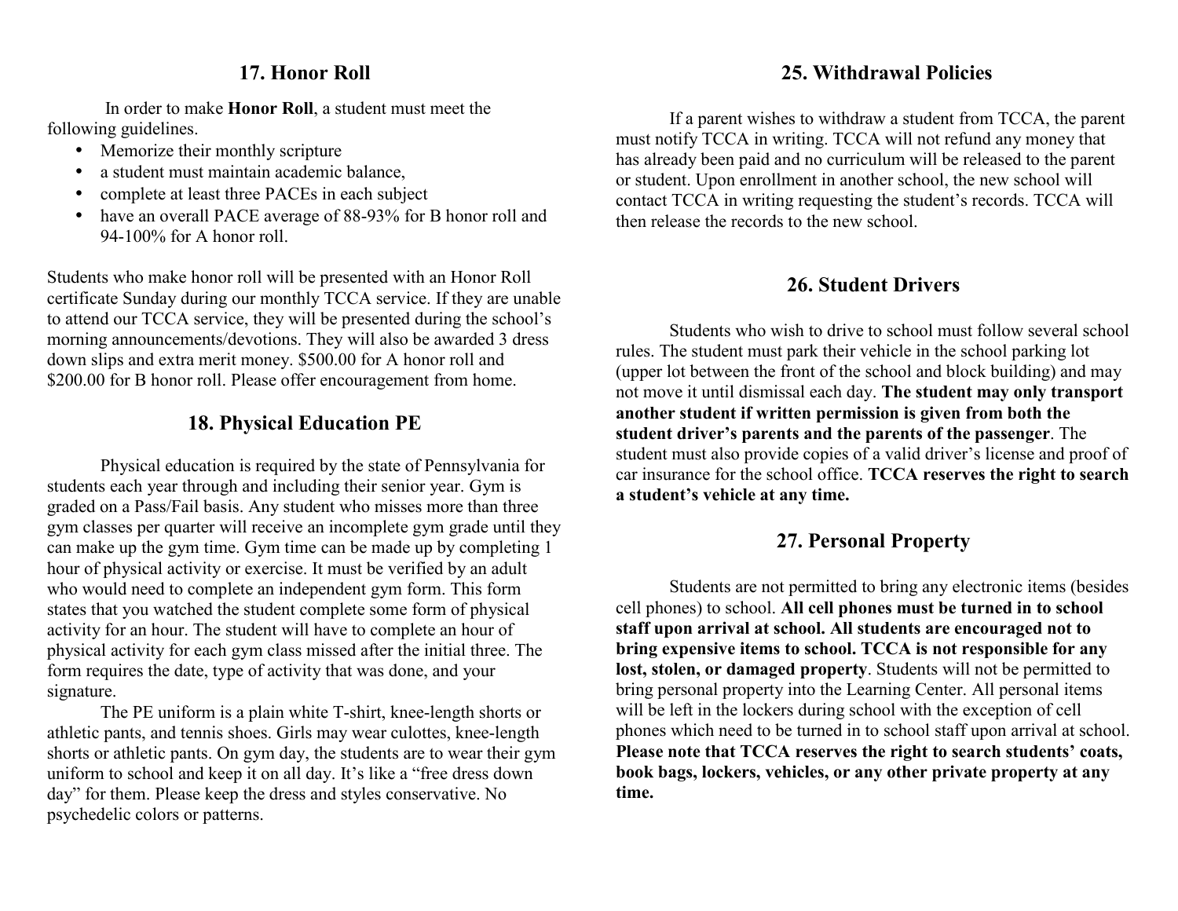## 17. Honor Roll

In order to make **Honor Roll**, a student must meet the following guidelines.

- Memorize their monthly scripture
- a student must maintain academic balance,
- complete at least three PACEs in each subject
- have an overall PACE average of 88-93% for B honor roll and 94-100% for A honor roll.

Students who make honor roll will be presented with an Honor Roll certificate Sunday during our monthly TCCA service. If they are unable to attend our TCCA service, they will be presented during the school's morning announcements/devotions. They will also be awarded 3 dress down slips and extra merit money. $500.00 for A honor roll and $200.00 for B honor roll. Please offer encouragement from home.

## 18. Physical Education PE

Physical education is required by the state of Pennsylvania for students each year through and including their senior year. Gym is graded on a Pass/Fail basis. Any student who misses more than three gym classes per quarter will receive an incomplete gym grade until they can make up the gym time. Gym time can be made up by completing 1 hour of physical activity or exercise. It must be verified by an adult who would need to complete an independent gym form. This form states that you watched the student complete some form of physical activity for an hour. The student will have to complete an hour of physical activity for each gym class missed after the initial three. The form requires the date, type of activity that was done, and your signature.

The PE uniform is a plain white T-shirt, knee-length shorts or athletic pants, and tennis shoes. Girls may wear culottes, knee-length shorts or athletic pants. On gym day, the students are to wear their gym uniform to school and keep it on all day. It's like a "free dress down day" for them. Please keep the dress and styles conservative. No psychedelic colors or patterns.

## 25. Withdrawal Policies

If a parent wishes to withdraw a student from TCCA, the parent must notify TCCA in writing. TCCA will not refund any money that has already been paid and no curriculum will be released to the parent or student. Upon enrollment in another school, the new school will contact TCCA in writing requesting the student's records. TCCA will then release the records to the new school.

## 26. Student Drivers

Students who wish to drive to school must follow several school rules. The student must park their vehicle in the school parking lot (upper lot between the front of the school and block building) and may not move it until dismissal each day. **The student may only transport another student if written permission is given from both the student driver's parents and the parents of the passenger**. The student must also provide copies of a valid driver's license and proof of car insurance for the school office. **TCCA reserves the right to search a student's vehicle at any time.**

## 27. Personal Property

Students are not permitted to bring any electronic items (besides cell phones) to school. **All cell phones must be turned in to school staff upon arrival at school. All students are encouraged not to bring expensive items to school. TCCA is not responsible for any lost, stolen, or damaged property**. Students will not be permitted to bring personal property into the Learning Center. All personal items will be left in the lockers during school with the exception of cell phones which need to be turned in to school staff upon arrival at school. **Please note that TCCA reserves the right to search students' coats, book bags, lockers, vehicles, or any other private property at any time.**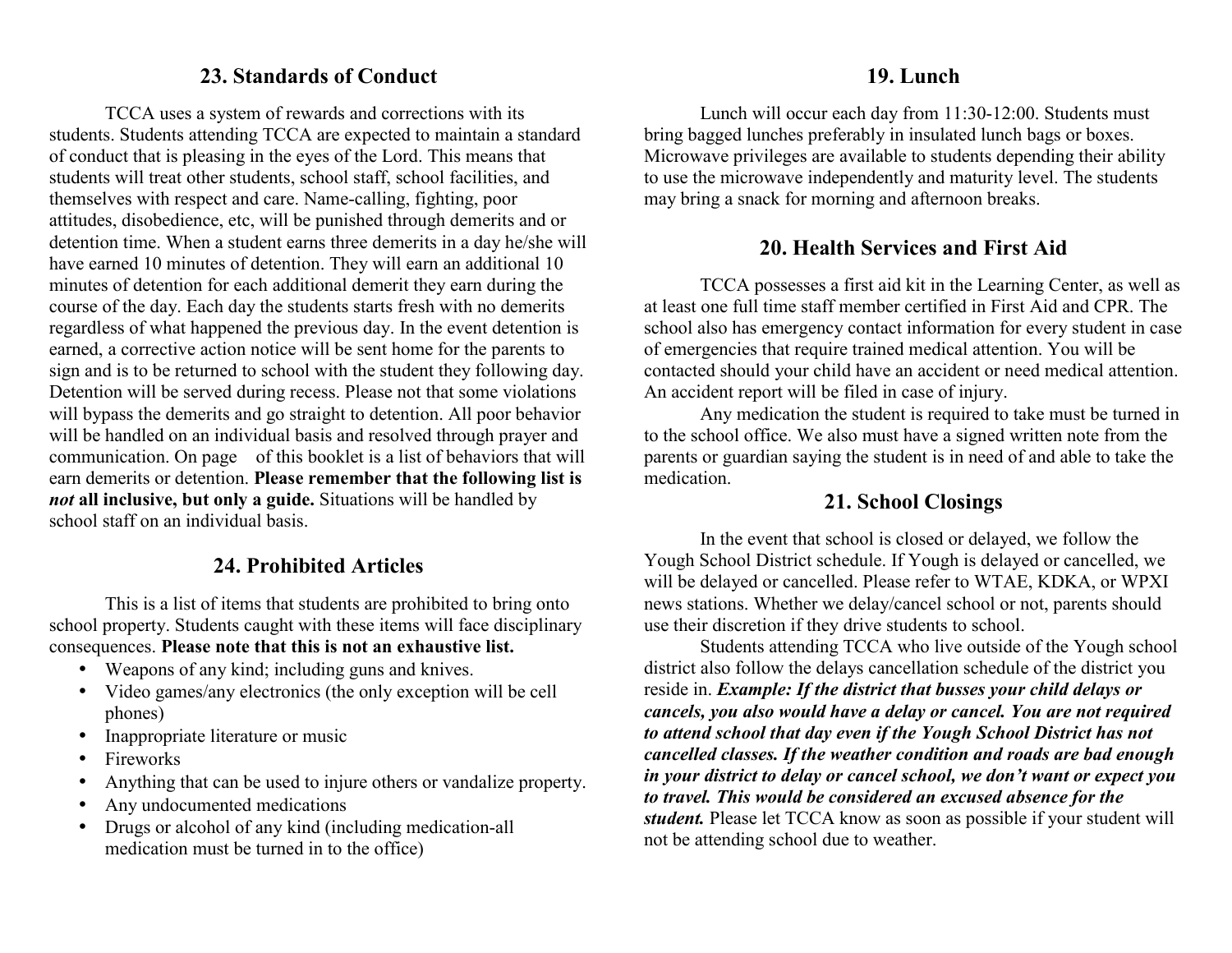## 23. Standards of Conduct

TCCA uses a system of rewards and corrections with its students. Students attending TCCA are expected to maintain a standard of conduct that is pleasing in the eyes of the Lord. This means that students will treat other students, school staff, school facilities, and themselves with respect and care. Name-calling, fighting, poor attitudes, disobedience, etc, will be punished through demerits and or detention time. When a student earns three demerits in a day he/she will have earned 10 minutes of detention. They will earn an additional 10 minutes of detention for each additional demerit they earn during the course of the day. Each day the students starts fresh with no demerits regardless of what happened the previous day. In the event detention is earned, a corrective action notice will be sent home for the parents to sign and is to be returned to school with the student they following day. Detention will be served during recess. Please not that some violations will bypass the demerits and go straight to detention. All poor behavior will be handled on an individual basis and resolved through prayer and communication. On page of this booklet is a list of behaviors that will earn demerits or detention. **Please remember that the following list is *not* all inclusive, but only a guide.** Situations will be handled by school staff on an individual basis.

## 24. Prohibited Articles

This is a list of items that students are prohibited to bring onto school property. Students caught with these items will face disciplinary consequences. **Please note that this is not an exhaustive list.**

- Weapons of any kind; including guns and knives.
- Video games/any electronics (the only exception will be cell phones)
- Inappropriate literature or music
- Fireworks
- Anything that can be used to injure others or vandalize property.
- Any undocumented medications
- Drugs or alcohol of any kind (including medication-all medication must be turned in to the office)

## 19. Lunch

Lunch will occur each day from 11:30-12:00. Students must bring bagged lunches preferably in insulated lunch bags or boxes. Microwave privileges are available to students depending their ability to use the microwave independently and maturity level. The students may bring a snack for morning and afternoon breaks.

## 20. Health Services and First Aid

TCCA possesses a first aid kit in the Learning Center, as well as at least one full time staff member certified in First Aid and CPR. The school also has emergency contact information for every student in case of emergencies that require trained medical attention. You will be contacted should your child have an accident or need medical attention. An accident report will be filed in case of injury.

Any medication the student is required to take must be turned in to the school office. We also must have a signed written note from the parents or guardian saying the student is in need of and able to take the medication.

## 21. School Closings

In the event that school is closed or delayed, we follow the Yough School District schedule. If Yough is delayed or cancelled, we will be delayed or cancelled. Please refer to WTAE, KDKA, or WPXI news stations. Whether we delay/cancel school or not, parents should use their discretion if they drive students to school.

Students attending TCCA who live outside of the Yough school district also follow the delays cancellation schedule of the district you reside in. ***Example: If the district that busses your child delays or cancels, you also would have a delay or cancel. You are not required to attend school that day even if the Yough School District has not cancelled classes. If the weather condition and roads are bad enough in your district to delay or cancel school, we don't want or expect you to travel. This would be considered an excused absence for the student.*** Please let TCCA know as soon as possible if your student will not be attending school due to weather.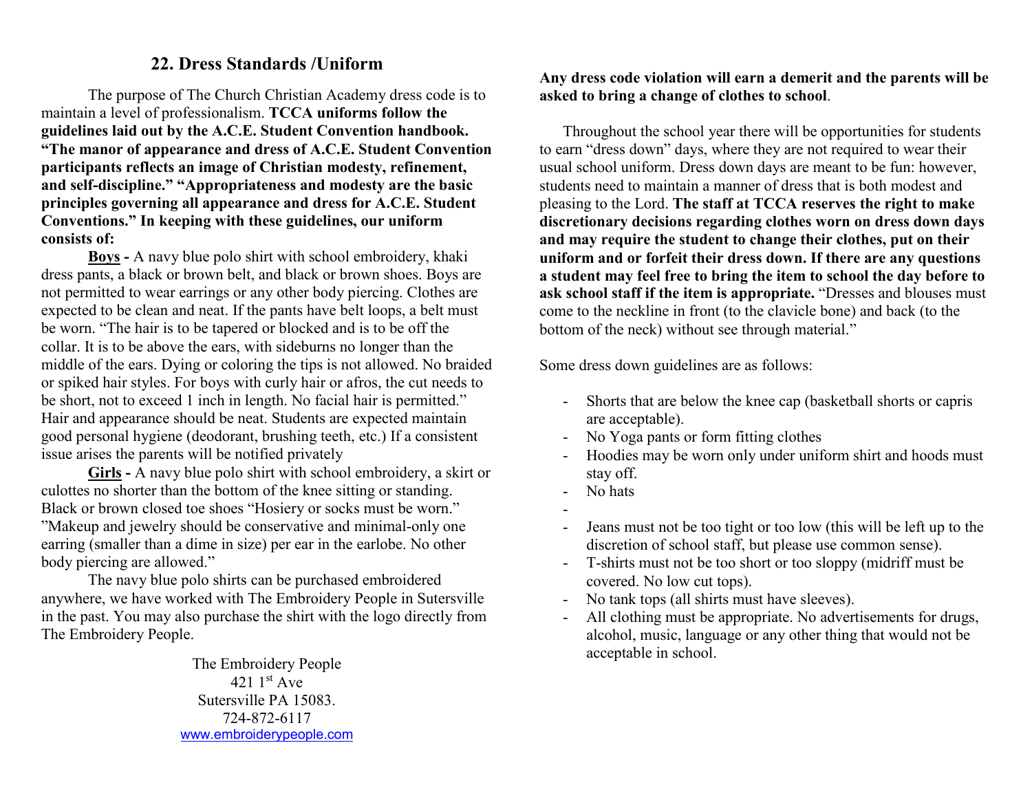## 22. Dress Standards /Uniform

The purpose of The Church Christian Academy dress code is to maintain a level of professionalism. **TCCA uniforms follow the guidelines laid out by the A.C.E. Student Convention handbook. "The manor of appearance and dress of A.C.E. Student Convention participants reflects an image of Christian modesty, refinement, and self-discipline." "Appropriateness and modesty are the basic principles governing all appearance and dress for A.C.E. Student Conventions." In keeping with these guidelines, our uniform consists of:**

**Boys -** A navy blue polo shirt with school embroidery, khaki dress pants, a black or brown belt, and black or brown shoes. Boys are not permitted to wear earrings or any other body piercing. Clothes are expected to be clean and neat. If the pants have belt loops, a belt must be worn. "The hair is to be tapered or blocked and is to be off the collar. It is to be above the ears, with sideburns no longer than the middle of the ears. Dying or coloring the tips is not allowed. No braided or spiked hair styles. For boys with curly hair or afros, the cut needs to be short, not to exceed 1 inch in length. No facial hair is permitted." Hair and appearance should be neat. Students are expected maintain good personal hygiene (deodorant, brushing teeth, etc.) If a consistent issue arises the parents will be notified privately

**Girls -** A navy blue polo shirt with school embroidery, a skirt or culottes no shorter than the bottom of the knee sitting or standing. Black or brown closed toe shoes "Hosiery or socks must be worn." "Makeup and jewelry should be conservative and minimal-only one earring (smaller than a dime in size) per ear in the earlobe. No other body piercing are allowed."

The navy blue polo shirts can be purchased embroidered anywhere, we have worked with The Embroidery People in Sutersville in the past. You may also purchase the shirt with the logo directly from The Embroidery People.

The Embroidery People
421 1st Ave
Sutersville PA 15083.
724-872-6117
www.embroiderypeople.com

**Any dress code violation will earn a demerit and the parents will be asked to bring a change of clothes to school**.

Throughout the school year there will be opportunities for students to earn "dress down" days, where they are not required to wear their usual school uniform. Dress down days are meant to be fun: however, students need to maintain a manner of dress that is both modest and pleasing to the Lord. **The staff at TCCA reserves the right to make discretionary decisions regarding clothes worn on dress down days and may require the student to change their clothes, put on their uniform and or forfeit their dress down. If there are any questions a student may feel free to bring the item to school the day before to ask school staff if the item is appropriate.** "Dresses and blouses must come to the neckline in front (to the clavicle bone) and back (to the bottom of the neck) without see through material."

Some dress down guidelines are as follows:

- Shorts that are below the knee cap (basketball shorts or capris are acceptable).
- No Yoga pants or form fitting clothes
- Hoodies may be worn only under uniform shirt and hoods must stay off.
- No hats
- 
- Jeans must not be too tight or too low (this will be left up to the discretion of school staff, but please use common sense).
- T-shirts must not be too short or too sloppy (midriff must be covered. No low cut tops).
- No tank tops (all shirts must have sleeves).
- All clothing must be appropriate. No advertisements for drugs, alcohol, music, language or any other thing that would not be acceptable in school.